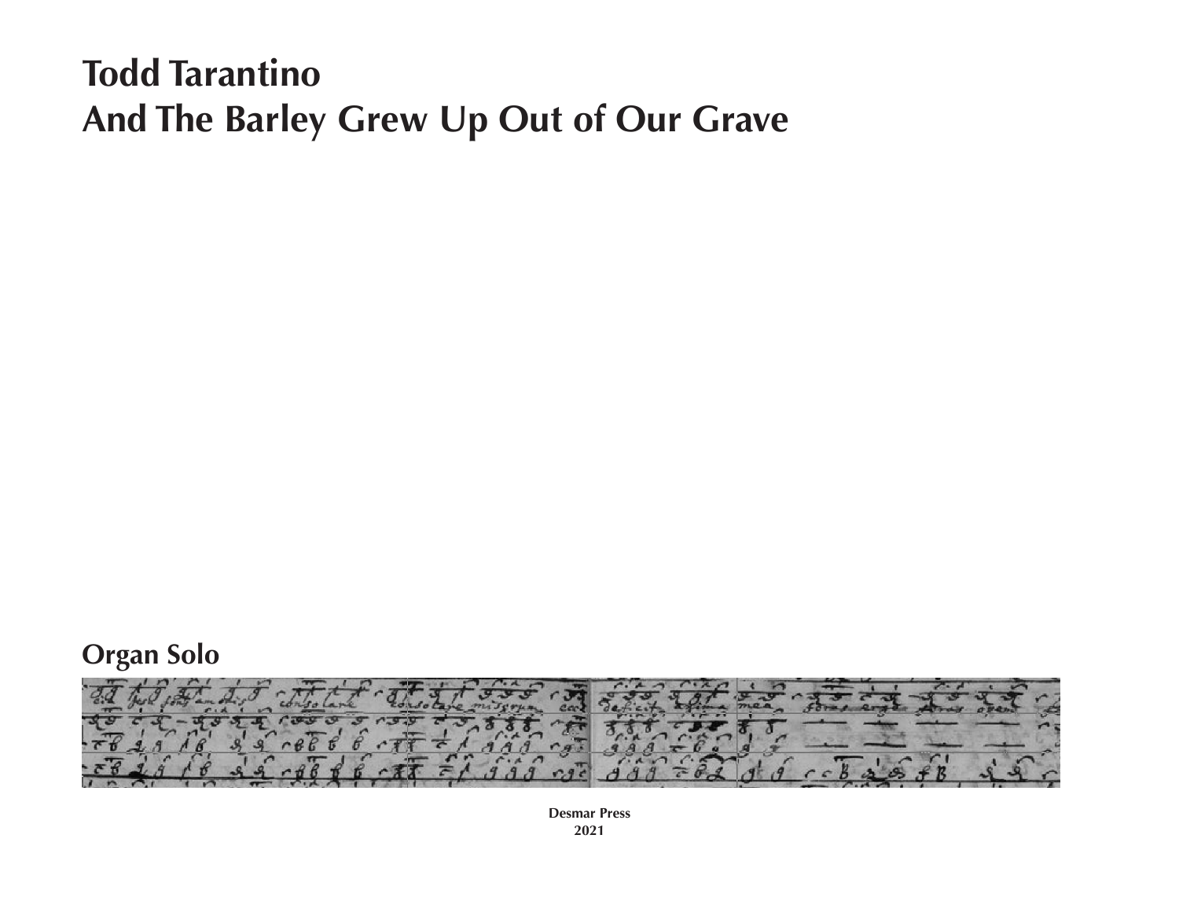# Todd Tarantino
# And The Barley Grew Up Out of Our Grave

## Organ Solo

**Desmar Press**
**2021**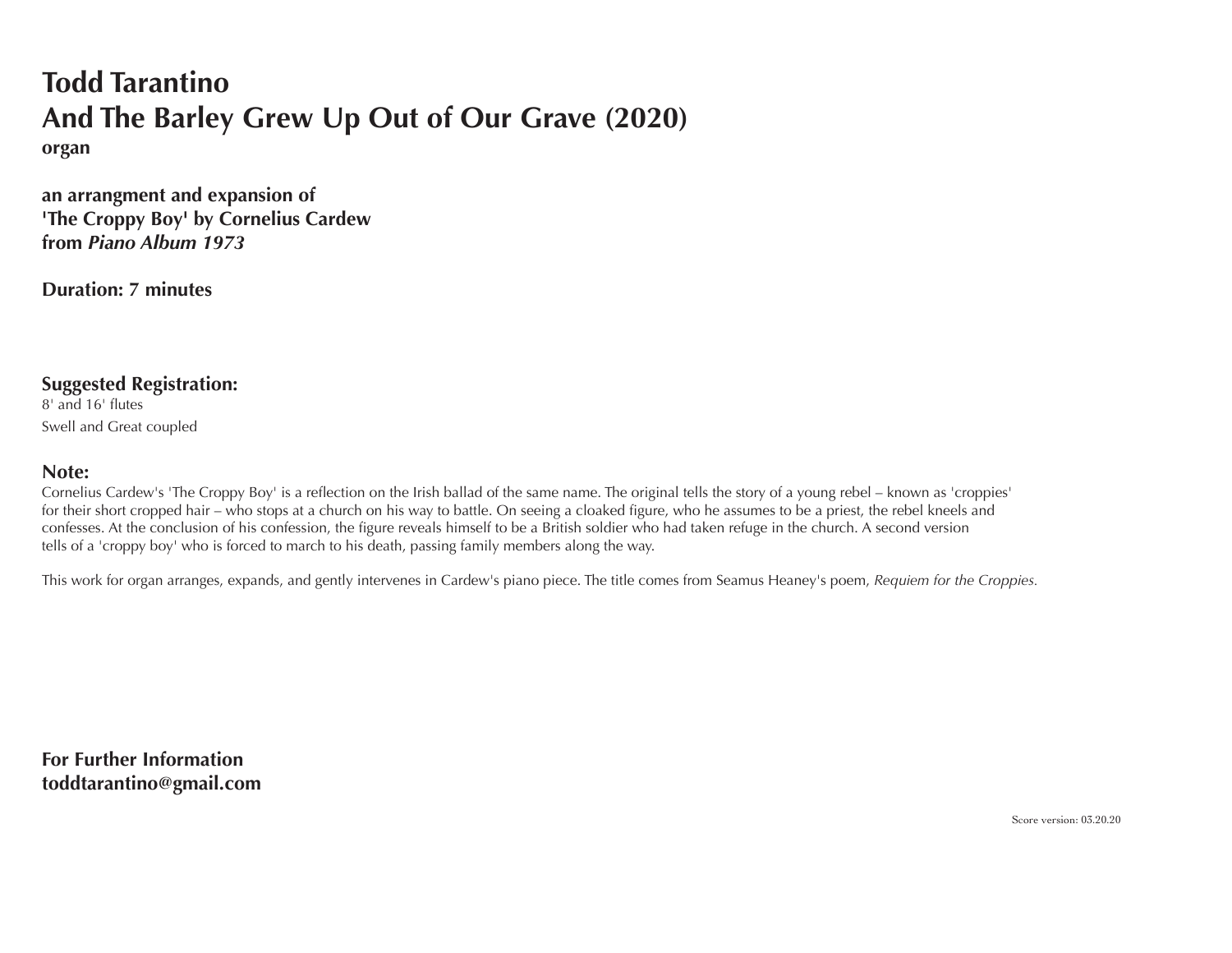# Todd Tarantino
# And The Barley Grew Up Out of Our Grave (2020)
**organ**

**an arrangment and expansion of**
**'The Croppy Boy' by Cornelius Cardew**
**from *Piano Album 1973***

**Duration: 7 minutes**

## Suggested Registration:
8' and 16' flutes
Swell and Great coupled

## Note:
Cornelius Cardew's 'The Croppy Boy' is a reflection on the Irish ballad of the same name. The original tells the story of a young rebel – known as 'croppies' for their short cropped hair – who stops at a church on his way to battle. On seeing a cloaked figure, who he assumes to be a priest, the rebel kneels and confesses. At the conclusion of his confession, the figure reveals himself to be a British soldier who had taken refuge in the church. A second version tells of a 'croppy boy' who is forced to march to his death, passing family members along the way.

This work for organ arranges, expands, and gently intervenes in Cardew's piano piece. The title comes from Seamus Heaney's poem, *Requiem for the Croppies.*

**For Further Information**
**toddtarantino@gmail.com**

Score version: 03.20.20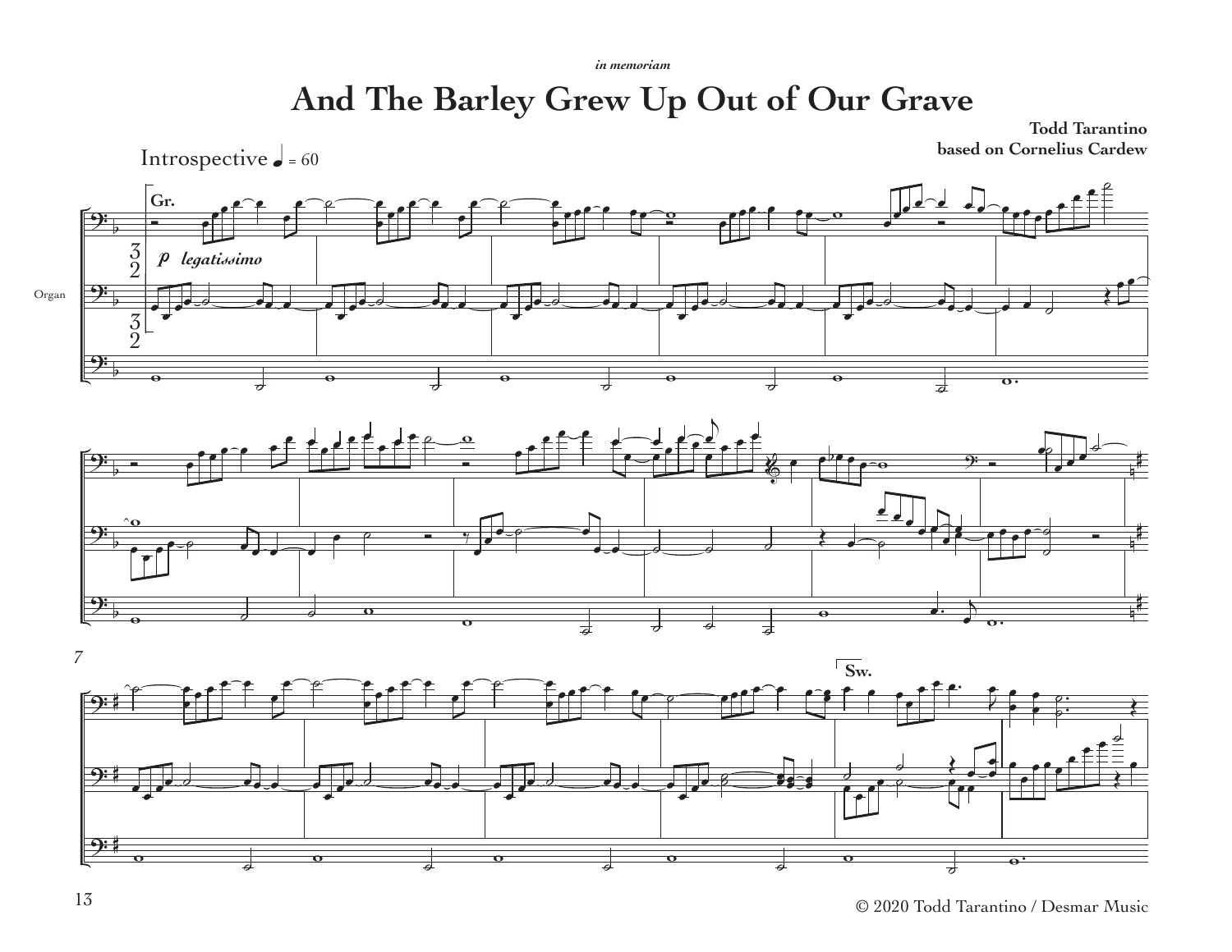*in memoriam*

# And The Barley Grew Up Out of Our Grave

**Todd Tarantino**
**based on Cornelius Cardew**

Introspective ♩ = 60

© 2020 Todd Tarantino / Desmar Music